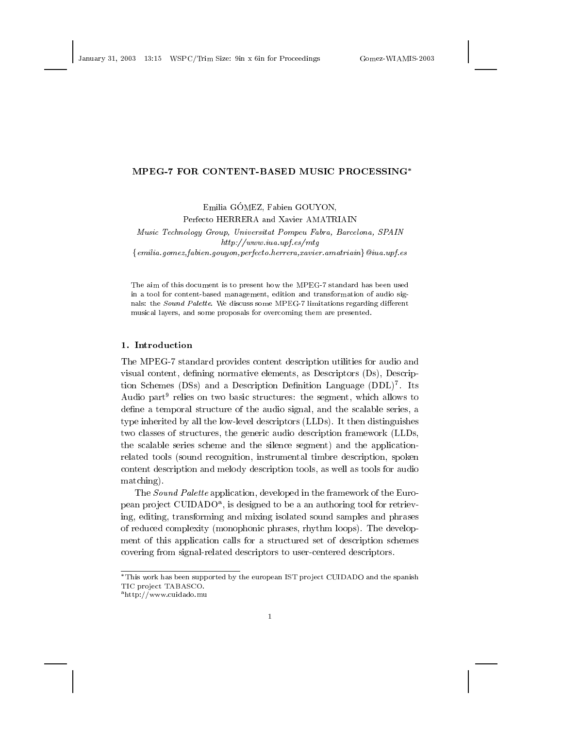# MPEG-7 FOR CONTENT-BASED MUSIC PROCESSING*

Emilia GÓMEZ, Fabien GOUYON,
Perfecto HERRERA and Xavier AMATRIAIN

*Music Technology Group, Universitat Pompeu Fabra, Barcelona, SPAIN*
*http://www.iua.upf.es/mtg*
*{emilia.gomez,fabien.gouyon,perfecto.herrera,xavier.amatriain}@iua.upf.es*

The aim of this document is to present how the MPEG-7 standard has been used in a tool for content-based management, edition and transformation of audio signals: the *Sound Palette*. We discuss some MPEG-7 limitations regarding different musical layers, and some proposals for overcoming them are presented.

## 1. Introduction

The MPEG-7 standard provides content description utilities for audio and visual content, defining normative elements, as Descriptors (Ds), Description Schemes (DSs) and a Description Definition Language (DDL)[7]. Its Audio part[9] relies on two basic structures: the segment, which allows to define a temporal structure of the audio signal, and the scalable series, a type inherited by all the low-level descriptors (LLDs). It then distinguishes two classes of structures, the generic audio description framework (LLDs, the scalable series scheme and the silence segment) and the application-related tools (sound recognition, instrumental timbre description, spoken content description and melody description tools, as well as tools for audio matching).

The *Sound Palette* application, developed in the framework of the European project CUIDADO[a], is designed to be a an authoring tool for retrieving, editing, transforming and mixing isolated sound samples and phrases of reduced complexity (monophonic phrases, rhythm loops). The development of this application calls for a structured set of description schemes covering from signal-related descriptors to user-centered descriptors.

---

*This work has been supported by the european IST project CUIDADO and the spanish TIC project TABASCO.

[a] http://www.cuidado.mu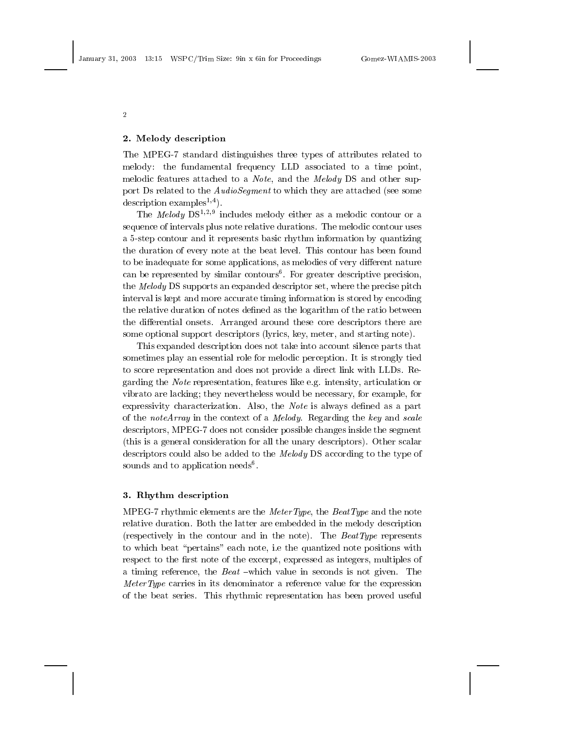## 2. Melody description

The MPEG-7 standard distinguishes three types of attributes related to melody: the fundamental frequency LLD associated to a time point, melodic features attached to a *Note*, and the *Melody* DS and other support Ds related to the *AudioSegment* to which they are attached (see some description examples[1,4]).

The *Melody* DS[1,2,9] includes melody either as a melodic contour or a sequence of intervals plus note relative durations. The melodic contour uses a 5-step contour and it represents basic rhythm information by quantizing the duration of every note at the beat level. This contour has been found to be inadequate for some applications, as melodies of very different nature can be represented by similar contours[6]. For greater descriptive precision, the *Melody* DS supports an expanded descriptor set, where the precise pitch interval is kept and more accurate timing information is stored by encoding the relative duration of notes defined as the logarithm of the ratio between the differential onsets. Arranged around these core descriptors there are some optional support descriptors (lyrics, key, meter, and starting note).

This expanded description does not take into account silence parts that sometimes play an essential role for melodic perception. It is strongly tied to score representation and does not provide a direct link with LLDs. Regarding the *Note* representation, features like e.g. intensity, articulation or vibrato are lacking; they nevertheless would be necessary, for example, for expressivity characterization. Also, the *Note* is always defined as a part of the *noteArray* in the context of a *Melody*. Regarding the *key* and *scale* descriptors, MPEG-7 does not consider possible changes inside the segment (this is a general consideration for all the unary descriptors). Other scalar descriptors could also be added to the *Melody* DS according to the type of sounds and to application needs[6].

## 3. Rhythm description

MPEG-7 rhythmic elements are the *MeterType*, the *BeatType* and the note relative duration. Both the latter are embedded in the melody description (respectively in the contour and in the note). The *BeatType* represents to which beat "pertains" each note, i.e the quantized note positions with respect to the first note of the excerpt, expressed as integers, multiples of a timing reference, the *Beat* –which value in seconds is not given. The *MeterType* carries in its denominator a reference value for the expression of the beat series. This rhythmic representation has been proved useful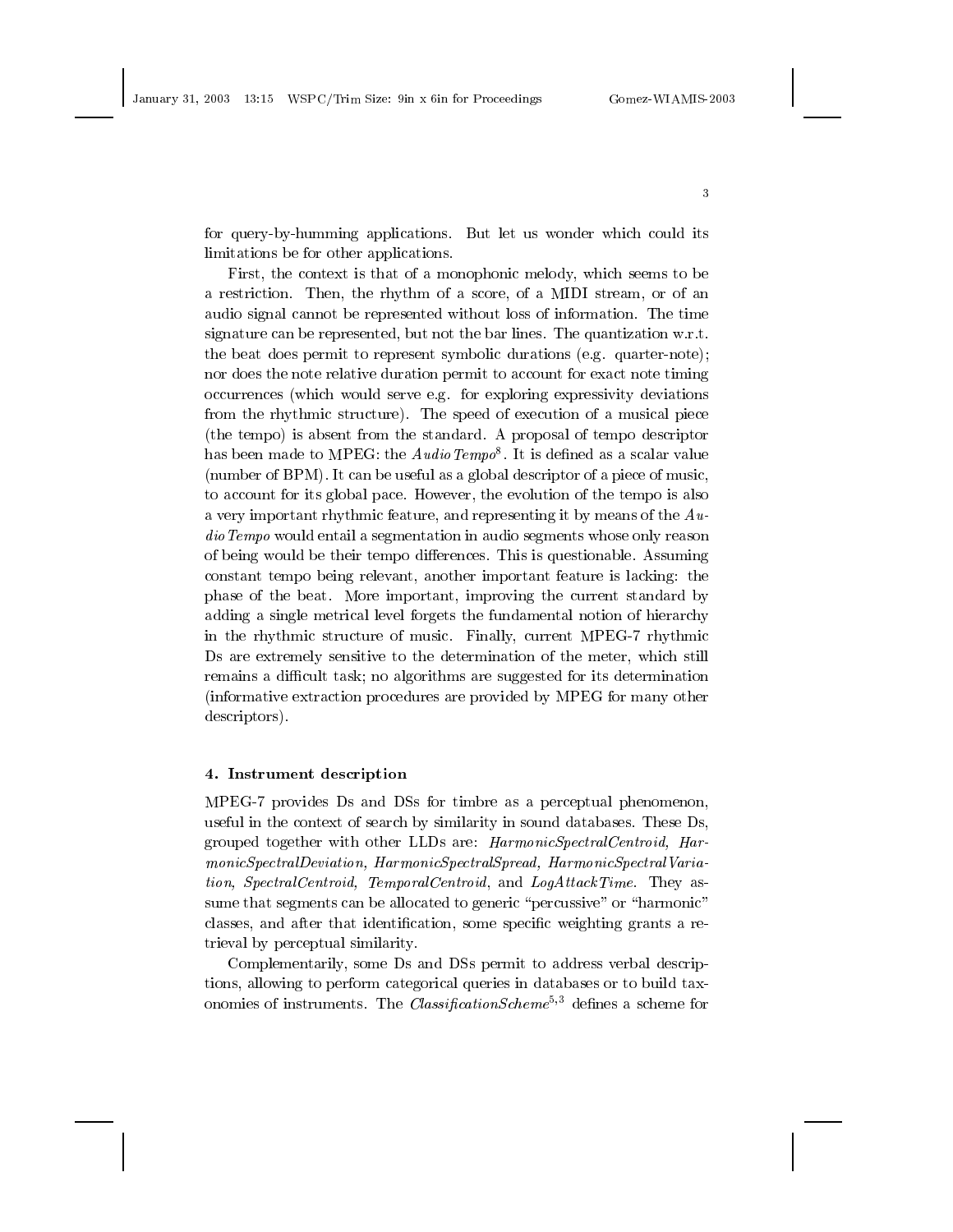for query-by-humming applications. But let us wonder which could its limitations be for other applications.

First, the context is that of a monophonic melody, which seems to be a restriction. Then, the rhythm of a score, of a MIDI stream, or of an audio signal cannot be represented without loss of information. The time signature can be represented, but not the bar lines. The quantization w.r.t. the beat does permit to represent symbolic durations (e.g. quarter-note); nor does the note relative duration permit to account for exact note timing occurrences (which would serve e.g. for exploring expressivity deviations from the rhythmic structure). The speed of execution of a musical piece (the tempo) is absent from the standard. A proposal of tempo descriptor has been made to MPEG: the *AudioTempo*[8]. It is defined as a scalar value (number of BPM). It can be useful as a global descriptor of a piece of music, to account for its global pace. However, the evolution of the tempo is also a very important rhythmic feature, and representing it by means of the *AudioTempo* would entail a segmentation in audio segments whose only reason of being would be their tempo differences. This is questionable. Assuming constant tempo being relevant, another important feature is lacking: the phase of the beat. More important, improving the current standard by adding a single metrical level forgets the fundamental notion of hierarchy in the rhythmic structure of music. Finally, current MPEG-7 rhythmic Ds are extremely sensitive to the determination of the meter, which still remains a difficult task; no algorithms are suggested for its determination (informative extraction procedures are provided by MPEG for many other descriptors).

## 4. Instrument description

MPEG-7 provides Ds and DSs for timbre as a perceptual phenomenon, useful in the context of search by similarity in sound databases. These Ds, grouped together with other LLDs are: *HarmonicSpectralCentroid, HarmonicSpectralDeviation, HarmonicSpectralSpread, HarmonicSpectralVariation, SpectralCentroid, TemporalCentroid*, and *LogAttackTime*. They assume that segments can be allocated to generic "percussive" or "harmonic" classes, and after that identification, some specific weighting grants a retrieval by perceptual similarity.

Complementarily, some Ds and DSs permit to address verbal descriptions, allowing to perform categorical queries in databases or to build taxonomies of instruments. The *ClassificationScheme*[5,3] defines a scheme for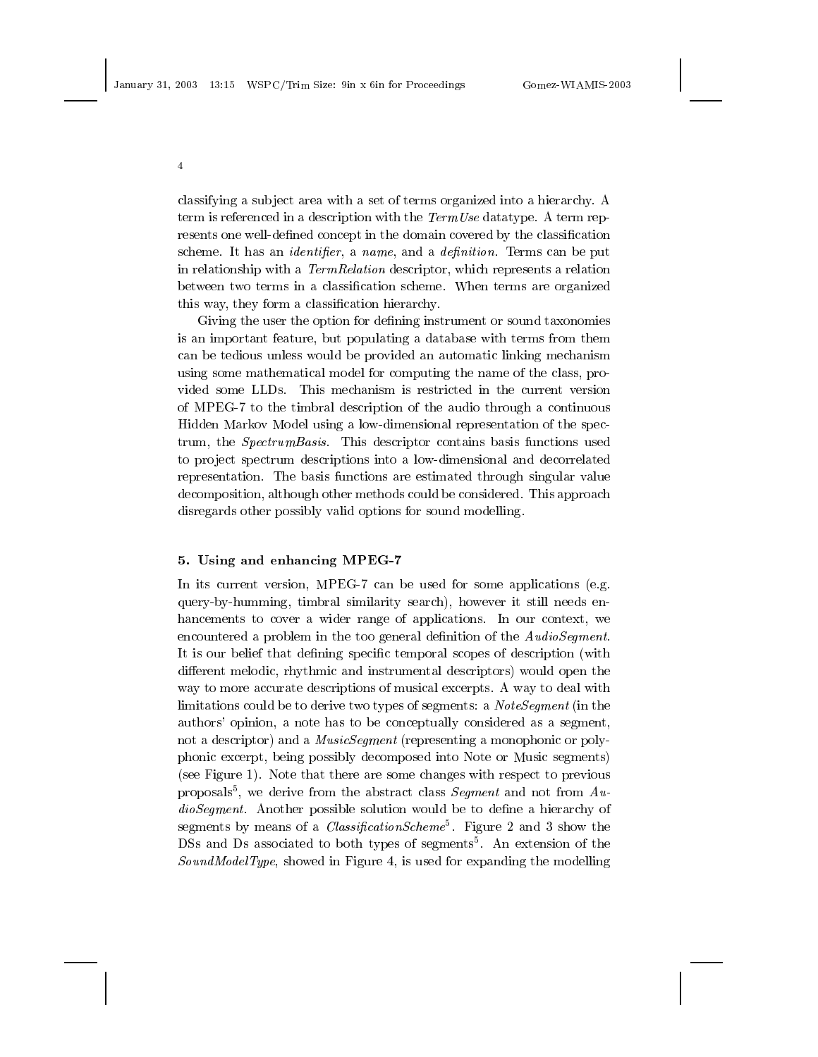classifying a subject area with a set of terms organized into a hierarchy. A term is referenced in a description with the *TermUse* datatype. A term represents one well-defined concept in the domain covered by the classification scheme. It has an *identifier*, a *name*, and a *definition*. Terms can be put in relationship with a *TermRelation* descriptor, which represents a relation between two terms in a classification scheme. When terms are organized this way, they form a classification hierarchy.

Giving the user the option for defining instrument or sound taxonomies is an important feature, but populating a database with terms from them can be tedious unless would be provided an automatic linking mechanism using some mathematical model for computing the name of the class, provided some LLDs. This mechanism is restricted in the current version of MPEG-7 to the timbral description of the audio through a continuous Hidden Markov Model using a low-dimensional representation of the spectrum, the *SpectrumBasis*. This descriptor contains basis functions used to project spectrum descriptions into a low-dimensional and decorrelated representation. The basis functions are estimated through singular value decomposition, although other methods could be considered. This approach disregards other possibly valid options for sound modelling.

## 5. Using and enhancing MPEG-7

In its current version, MPEG-7 can be used for some applications (e.g. query-by-humming, timbral similarity search), however it still needs enhancements to cover a wider range of applications. In our context, we encountered a problem in the too general definition of the *AudioSegment*. It is our belief that defining specific temporal scopes of description (with different melodic, rhythmic and instrumental descriptors) would open the way to more accurate descriptions of musical excerpts. A way to deal with limitations could be to derive two types of segments: a *NoteSegment* (in the authors' opinion, a note has to be conceptually considered as a segment, not a descriptor) and a *MusicSegment* (representing a monophonic or polyphonic excerpt, being possibly decomposed into Note or Music segments) (see Figure 1). Note that there are some changes with respect to previous proposals[5], we derive from the abstract class *Segment* and not from *AudioSegment*. Another possible solution would be to define a hierarchy of segments by means of a *ClassificationScheme*[5]. Figure 2 and 3 show the DSs and Ds associated to both types of segments[5]. An extension of the *SoundModelType*, showed in Figure 4, is used for expanding the modelling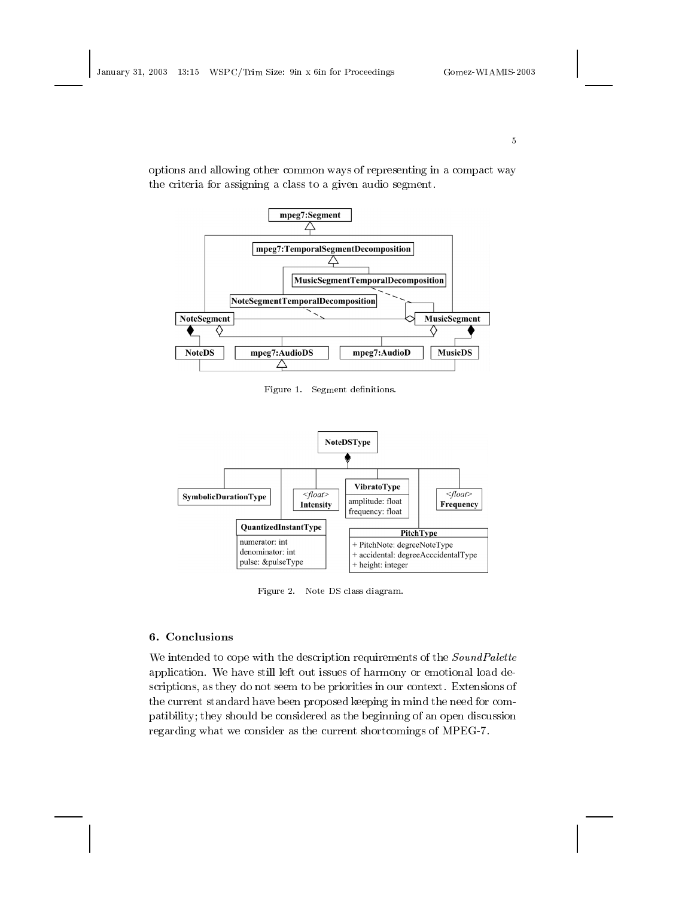options and allowing other common ways of representing in a compact way the criteria for assigning a class to a given audio segment.

Figure 1. Segment definitions.

Figure 2. Note DS class diagram.

## 6. Conclusions

We intended to cope with the description requirements of the *SoundPalette* application. We have still left out issues of harmony or emotional load descriptions, as they do not seem to be priorities in our context. Extensions of the current standard have been proposed keeping in mind the need for compatibility; they should be considered as the beginning of an open discussion regarding what we consider as the current shortcomings of MPEG-7.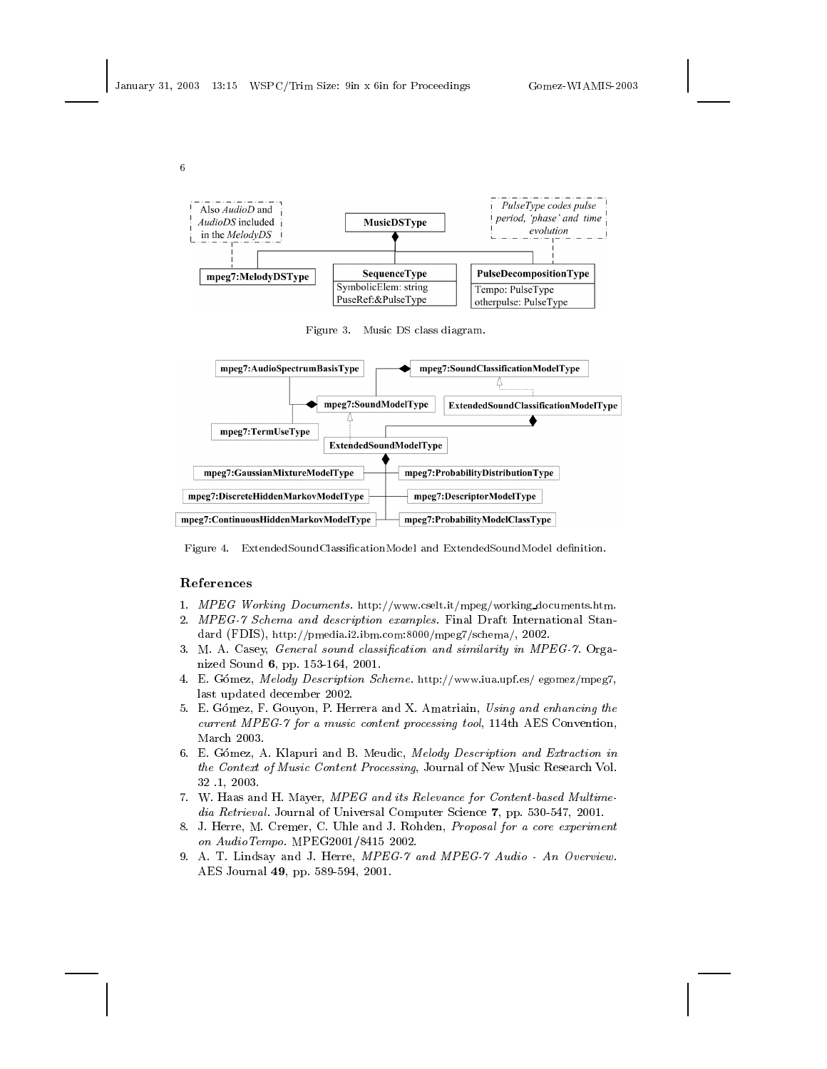Also *AudioD* and *AudioDS* included in the *MelodyDS*

MusicDSType

*PulseType codes pulse period, 'phase' and time evolution*

mpeg7:MelodyDSType

SequenceType
SymbolicElem: string
PuseRef:&PulseType

PulseDecompositionType
Tempo: PulseType
otherpulse: PulseType

Figure 3. Music DS class diagram.

mpeg7:AudioSpectrumBasisType

mpeg7:SoundClassificationModelType

mpeg7:SoundModelType

ExtendedSoundClassificationModelType

mpeg7:TermUseType

ExtendedSoundModelType

mpeg7:GaussianMixtureModelType

mpeg7:ProbabilityDistributionType

mpeg7:DiscreteHiddenMarkovModelType

mpeg7:DescriptorModelType

mpeg7:ContinuousHiddenMarkovModelType

mpeg7:ProbabilityModelClassType

Figure 4. ExtendedSoundClassificationModel and ExtendedSoundModel definition.

## References

1. *MPEG Working Documents*. http://www.cselt.it/mpeg/working_documents.htm.
2. *MPEG-7 Schema and description examples*. Final Draft International Standard (FDIS), http://pmedia.i2.ibm.com:8000/mpeg7/schema/, 2002.
3. M. A. Casey, *General sound classification and similarity in MPEG-7*. Organized Sound **6**, pp. 153-164, 2001.
4. E. Gómez, *Melody Description Scheme*. http://www.iua.upf.es/ egomez/mpeg7, last updated december 2002.
5. E. Gómez, F. Gouyon, P. Herrera and X. Amatriain, *Using and enhancing the current MPEG-7 for a music content processing tool*, 114th AES Convention, March 2003.
6. E. Gómez, A. Klapuri and B. Meudic, *Melody Description and Extraction in the Context of Music Content Processing*, Journal of New Music Research Vol. 32 .1, 2003.
7. W. Haas and H. Mayer, *MPEG and its Relevance for Content-based Multimedia Retrieval*. Journal of Universal Computer Science **7**, pp. 530-547, 2001.
8. J. Herre, M. Cremer, C. Uhle and J. Rohden, *Proposal for a core experiment on AudioTempo*. MPEG2001/8415 2002.
9. A. T. Lindsay and J. Herre, *MPEG-7 and MPEG-7 Audio - An Overview*. AES Journal **49**, pp. 589-594, 2001.